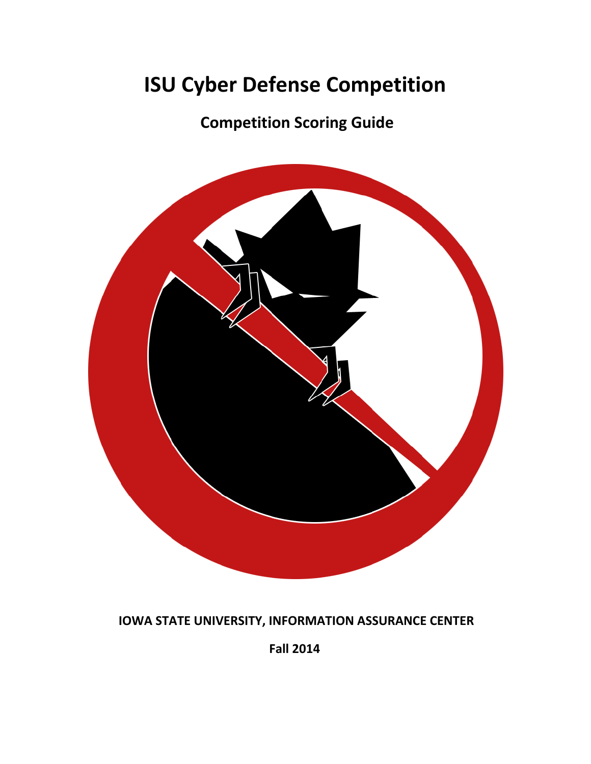# ISU Cyber Defense Competition

## Competition Scoring Guide

**IOWA STATE UNIVERSITY, INFORMATION ASSURANCE CENTER**

**Fall 2014**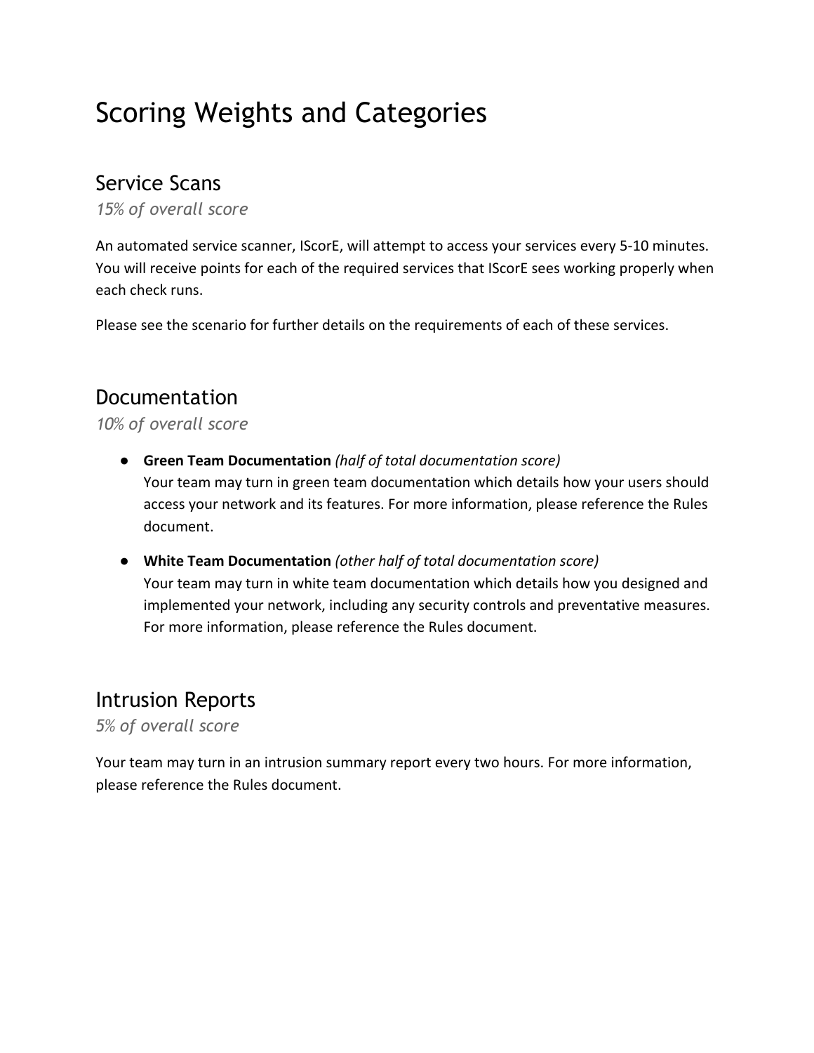# Scoring Weights and Categories

## Service Scans

*15% of overall score*

An automated service scanner, IScorE, will attempt to access your services every 5-10 minutes. You will receive points for each of the required services that IScorE sees working properly when each check runs.

Please see the scenario for further details on the requirements of each of these services.

## Documentation

*10% of overall score*

- **Green Team Documentation** *(half of total documentation score)*
  Your team may turn in green team documentation which details how your users should access your network and its features. For more information, please reference the Rules document.

- **White Team Documentation** *(other half of total documentation score)*
  Your team may turn in white team documentation which details how you designed and implemented your network, including any security controls and preventative measures. For more information, please reference the Rules document.

## Intrusion Reports

*5% of overall score*

Your team may turn in an intrusion summary report every two hours. For more information, please reference the Rules document.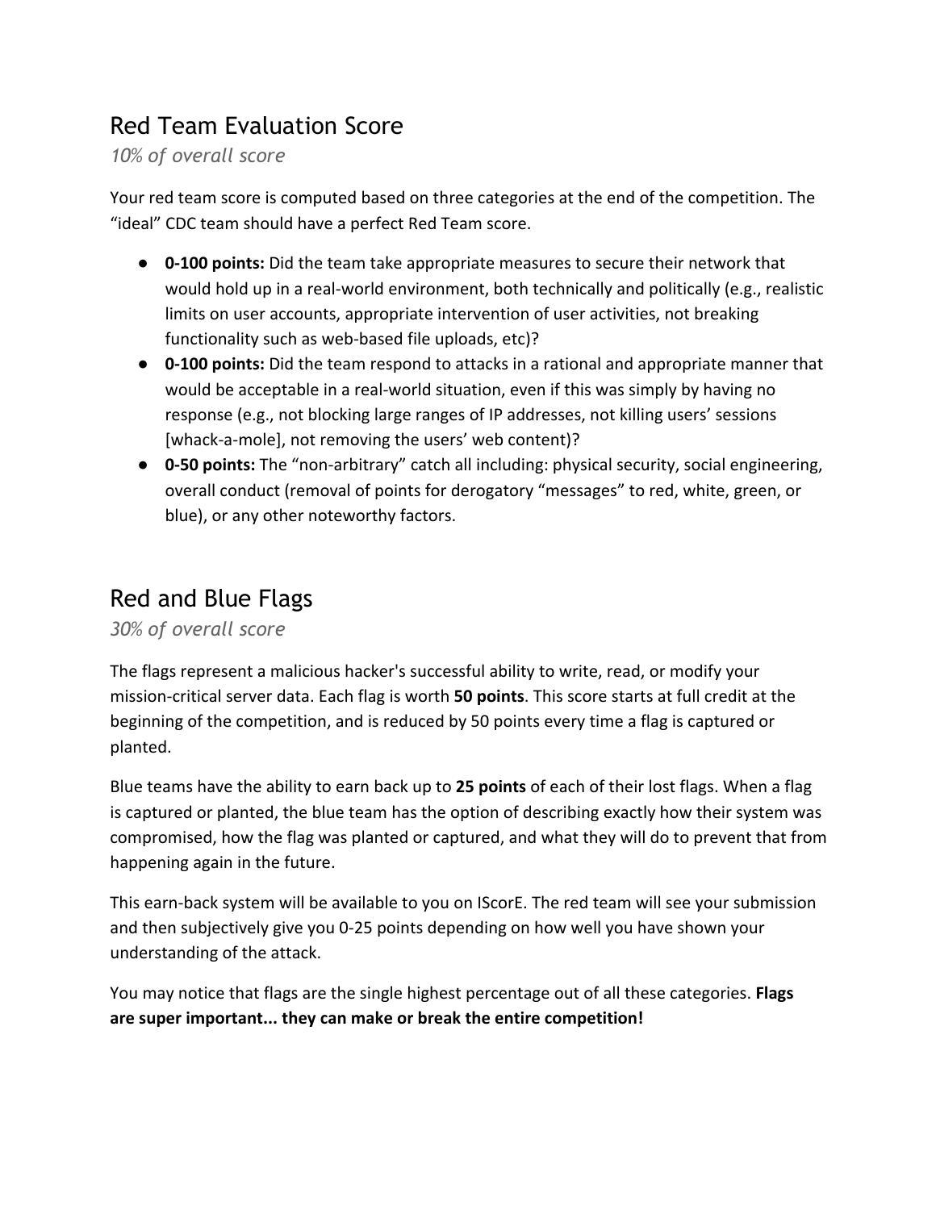## Red Team Evaluation Score

*10% of overall score*

Your red team score is computed based on three categories at the end of the competition. The "ideal" CDC team should have a perfect Red Team score.

- **0-100 points:** Did the team take appropriate measures to secure their network that would hold up in a real-world environment, both technically and politically (e.g., realistic limits on user accounts, appropriate intervention of user activities, not breaking functionality such as web-based file uploads, etc)?
- **0-100 points:** Did the team respond to attacks in a rational and appropriate manner that would be acceptable in a real-world situation, even if this was simply by having no response (e.g., not blocking large ranges of IP addresses, not killing users' sessions [whack-a-mole], not removing the users' web content)?
- **0-50 points:** The "non-arbitrary" catch all including: physical security, social engineering, overall conduct (removal of points for derogatory "messages" to red, white, green, or blue), or any other noteworthy factors.

## Red and Blue Flags

*30% of overall score*

The flags represent a malicious hacker's successful ability to write, read, or modify your mission-critical server data. Each flag is worth **50 points**. This score starts at full credit at the beginning of the competition, and is reduced by 50 points every time a flag is captured or planted.

Blue teams have the ability to earn back up to **25 points** of each of their lost flags. When a flag is captured or planted, the blue team has the option of describing exactly how their system was compromised, how the flag was planted or captured, and what they will do to prevent that from happening again in the future.

This earn-back system will be available to you on IScorE. The red team will see your submission and then subjectively give you 0-25 points depending on how well you have shown your understanding of the attack.

You may notice that flags are the single highest percentage out of all these categories. **Flags are super important... they can make or break the entire competition!**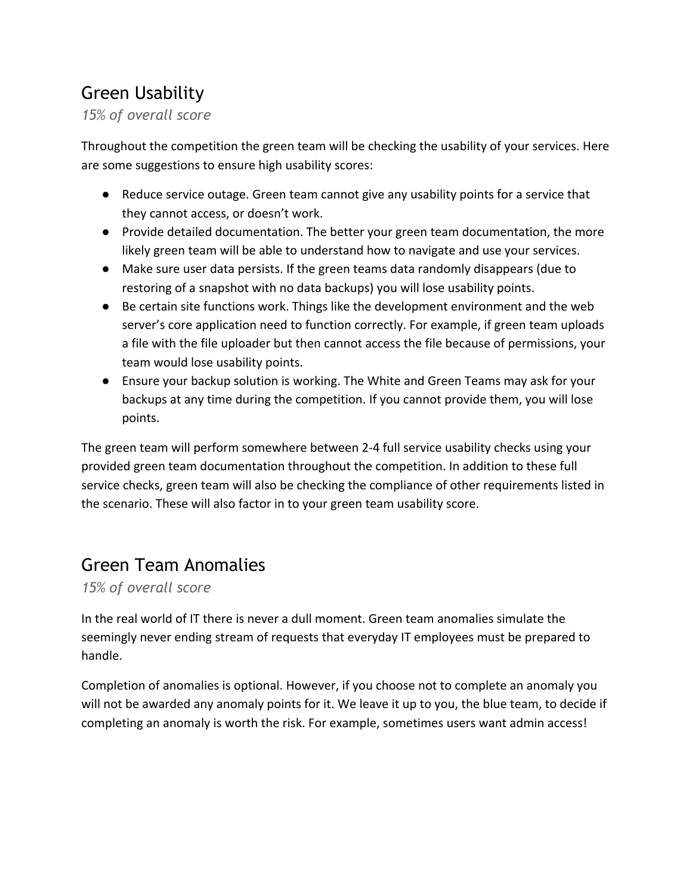## Green Usability

*15% of overall score*

Throughout the competition the green team will be checking the usability of your services. Here are some suggestions to ensure high usability scores:

- Reduce service outage. Green team cannot give any usability points for a service that they cannot access, or doesn't work.
- Provide detailed documentation. The better your green team documentation, the more likely green team will be able to understand how to navigate and use your services.
- Make sure user data persists. If the green teams data randomly disappears (due to restoring of a snapshot with no data backups) you will lose usability points.
- Be certain site functions work. Things like the development environment and the web server's core application need to function correctly. For example, if green team uploads a file with the file uploader but then cannot access the file because of permissions, your team would lose usability points.
- Ensure your backup solution is working. The White and Green Teams may ask for your backups at any time during the competition. If you cannot provide them, you will lose points.

The green team will perform somewhere between 2-4 full service usability checks using your provided green team documentation throughout the competition. In addition to these full service checks, green team will also be checking the compliance of other requirements listed in the scenario. These will also factor in to your green team usability score.

## Green Team Anomalies

*15% of overall score*

In the real world of IT there is never a dull moment. Green team anomalies simulate the seemingly never ending stream of requests that everyday IT employees must be prepared to handle.

Completion of anomalies is optional. However, if you choose not to complete an anomaly you will not be awarded any anomaly points for it. We leave it up to you, the blue team, to decide if completing an anomaly is worth the risk. For example, sometimes users want admin access!